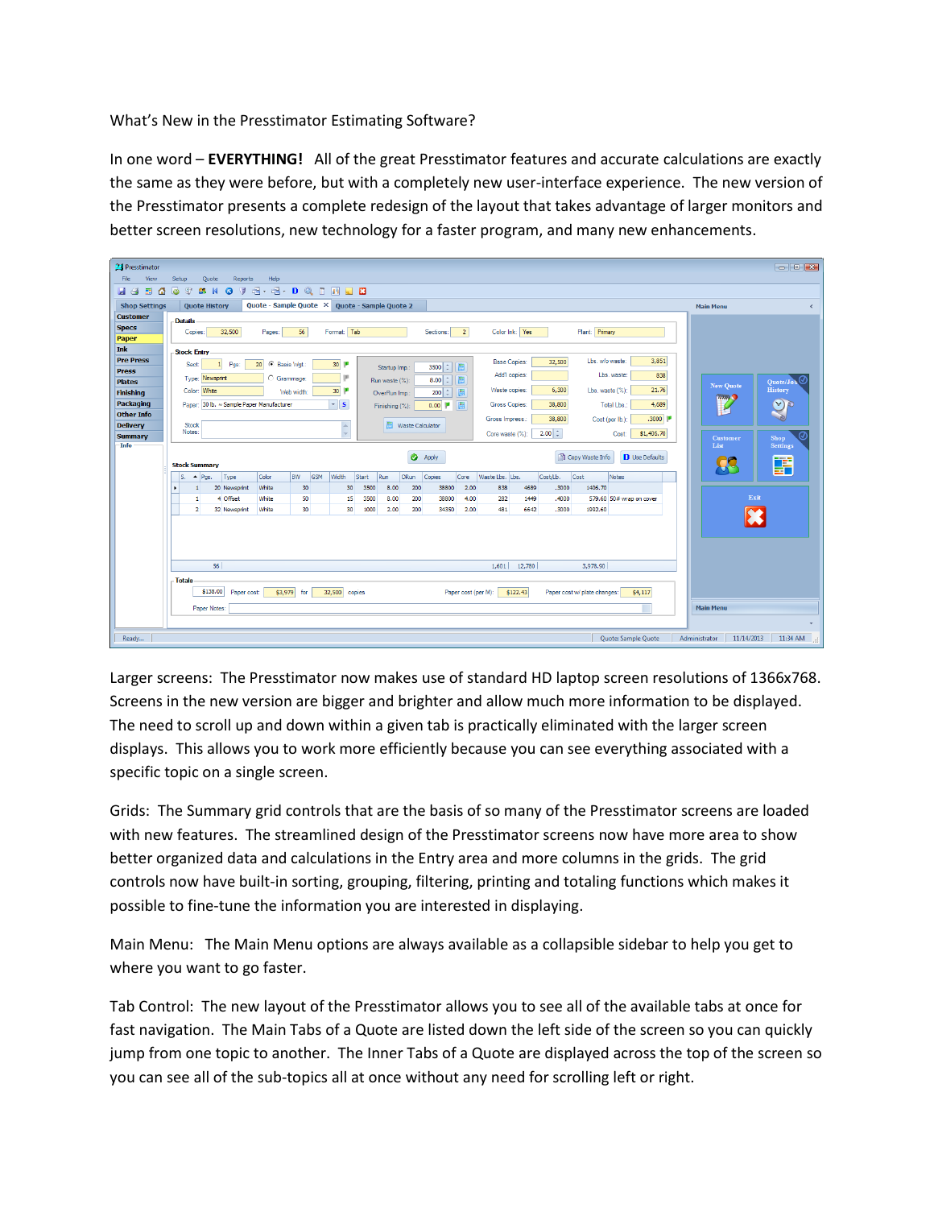What's New in the Presstimator Estimating Software?

In one word – **EVERYTHING!** All of the great Presstimator features and accurate calculations are exactly the same as they were before, but with a completely new user-interface experience. The new version of the Presstimator presents a complete redesign of the layout that takes advantage of larger monitors and better screen resolutions, new technology for a faster program, and many new enhancements.

Larger screens: The Presstimator now makes use of standard HD laptop screen resolutions of 1366x768. Screens in the new version are bigger and brighter and allow much more information to be displayed. The need to scroll up and down within a given tab is practically eliminated with the larger screen displays. This allows you to work more efficiently because you can see everything associated with a specific topic on a single screen.

Grids: The Summary grid controls that are the basis of so many of the Presstimator screens are loaded with new features. The streamlined design of the Presstimator screens now have more area to show better organized data and calculations in the Entry area and more columns in the grids. The grid controls now have built-in sorting, grouping, filtering, printing and totaling functions which makes it possible to fine-tune the information you are interested in displaying.

Main Menu: The Main Menu options are always available as a collapsible sidebar to help you get to where you want to go faster.

Tab Control: The new layout of the Presstimator allows you to see all of the available tabs at once for fast navigation. The Main Tabs of a Quote are listed down the left side of the screen so you can quickly jump from one topic to another. The Inner Tabs of a Quote are displayed across the top of the screen so you can see all of the sub-topics all at once without any need for scrolling left or right.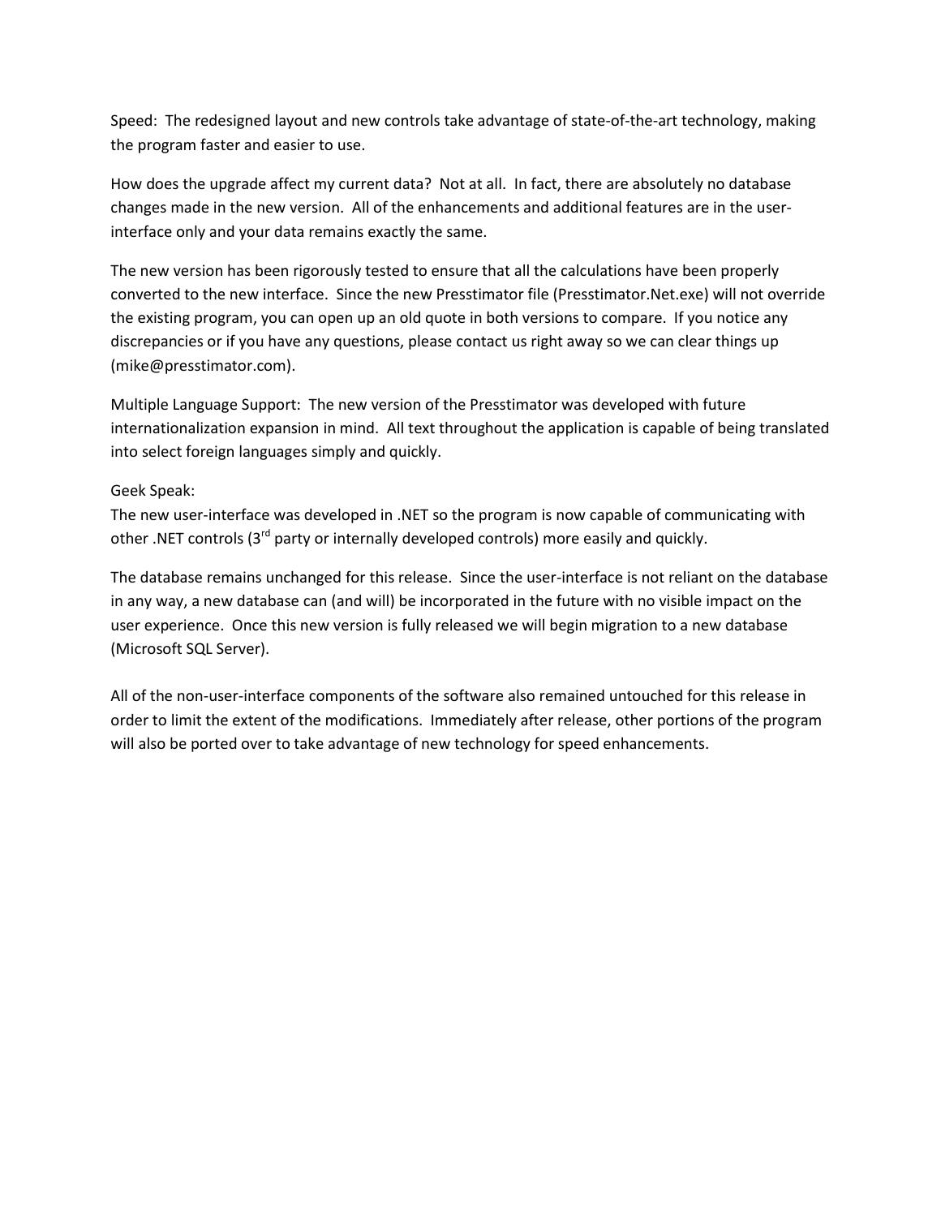Speed: The redesigned layout and new controls take advantage of state-of-the-art technology, making the program faster and easier to use.

How does the upgrade affect my current data? Not at all. In fact, there are absolutely no database changes made in the new version. All of the enhancements and additional features are in the user-interface only and your data remains exactly the same.

The new version has been rigorously tested to ensure that all the calculations have been properly converted to the new interface. Since the new Presstimator file (Presstimator.Net.exe) will not override the existing program, you can open up an old quote in both versions to compare. If you notice any discrepancies or if you have any questions, please contact us right away so we can clear things up (mike@presstimator.com).

Multiple Language Support: The new version of the Presstimator was developed with future internationalization expansion in mind. All text throughout the application is capable of being translated into select foreign languages simply and quickly.

Geek Speak:
The new user-interface was developed in .NET so the program is now capable of communicating with other .NET controls (3rd party or internally developed controls) more easily and quickly.

The database remains unchanged for this release. Since the user-interface is not reliant on the database in any way, a new database can (and will) be incorporated in the future with no visible impact on the user experience. Once this new version is fully released we will begin migration to a new database (Microsoft SQL Server).

All of the non-user-interface components of the software also remained untouched for this release in order to limit the extent of the modifications. Immediately after release, other portions of the program will also be ported over to take advantage of new technology for speed enhancements.